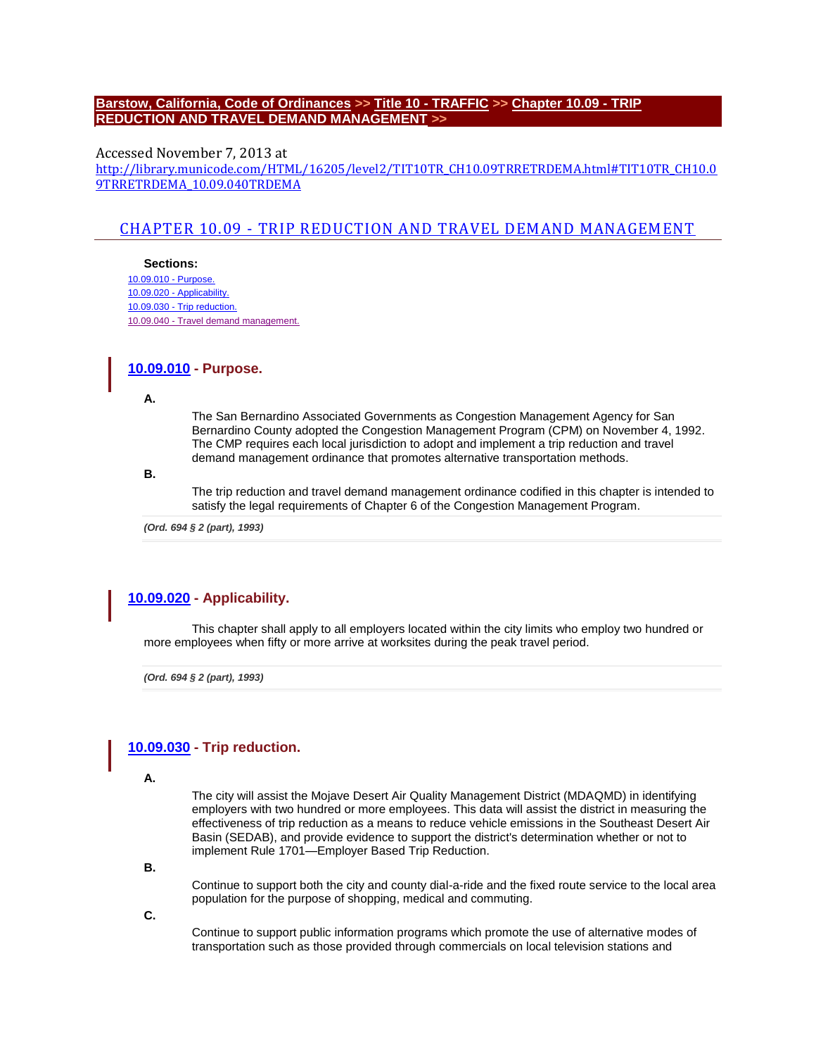**Barstow, California, Code of Ordinances >> Title 10 - TRAFFIC >> Chapter 10.09 - TRIP REDUCTION AND TRAVEL DEMAND MANAGEMENT >>**

Accessed November 7, 2013 at
http://library.municode.com/HTML/16205/level2/TIT10TR_CH10.09TRRETRDEMA.html#TIT10TR_CH10.09TRRETRDEMA_10.09.040TRDEMA

# CHAPTER 10.09 - TRIP REDUCTION AND TRAVEL DEMAND MANAGEMENT

**Sections:**

10.09.010 - Purpose.
10.09.020 - Applicability.
10.09.030 - Trip reduction.
10.09.040 - Travel demand management.

## 10.09.010 - Purpose.

**A.**

The San Bernardino Associated Governments as Congestion Management Agency for San Bernardino County adopted the Congestion Management Program (CPM) on November 4, 1992. The CMP requires each local jurisdiction to adopt and implement a trip reduction and travel demand management ordinance that promotes alternative transportation methods.

**B.**

The trip reduction and travel demand management ordinance codified in this chapter is intended to satisfy the legal requirements of Chapter 6 of the Congestion Management Program.

***(Ord. 694 § 2 (part), 1993)***

## 10.09.020 - Applicability.

This chapter shall apply to all employers located within the city limits who employ two hundred or more employees when fifty or more arrive at worksites during the peak travel period.

***(Ord. 694 § 2 (part), 1993)***

## 10.09.030 - Trip reduction.

**A.**

The city will assist the Mojave Desert Air Quality Management District (MDAQMD) in identifying employers with two hundred or more employees. This data will assist the district in measuring the effectiveness of trip reduction as a means to reduce vehicle emissions in the Southeast Desert Air Basin (SEDAB), and provide evidence to support the district's determination whether or not to implement Rule 1701—Employer Based Trip Reduction.

**B.**

Continue to support both the city and county dial-a-ride and the fixed route service to the local area population for the purpose of shopping, medical and commuting.

**C.**

Continue to support public information programs which promote the use of alternative modes of transportation such as those provided through commercials on local television stations and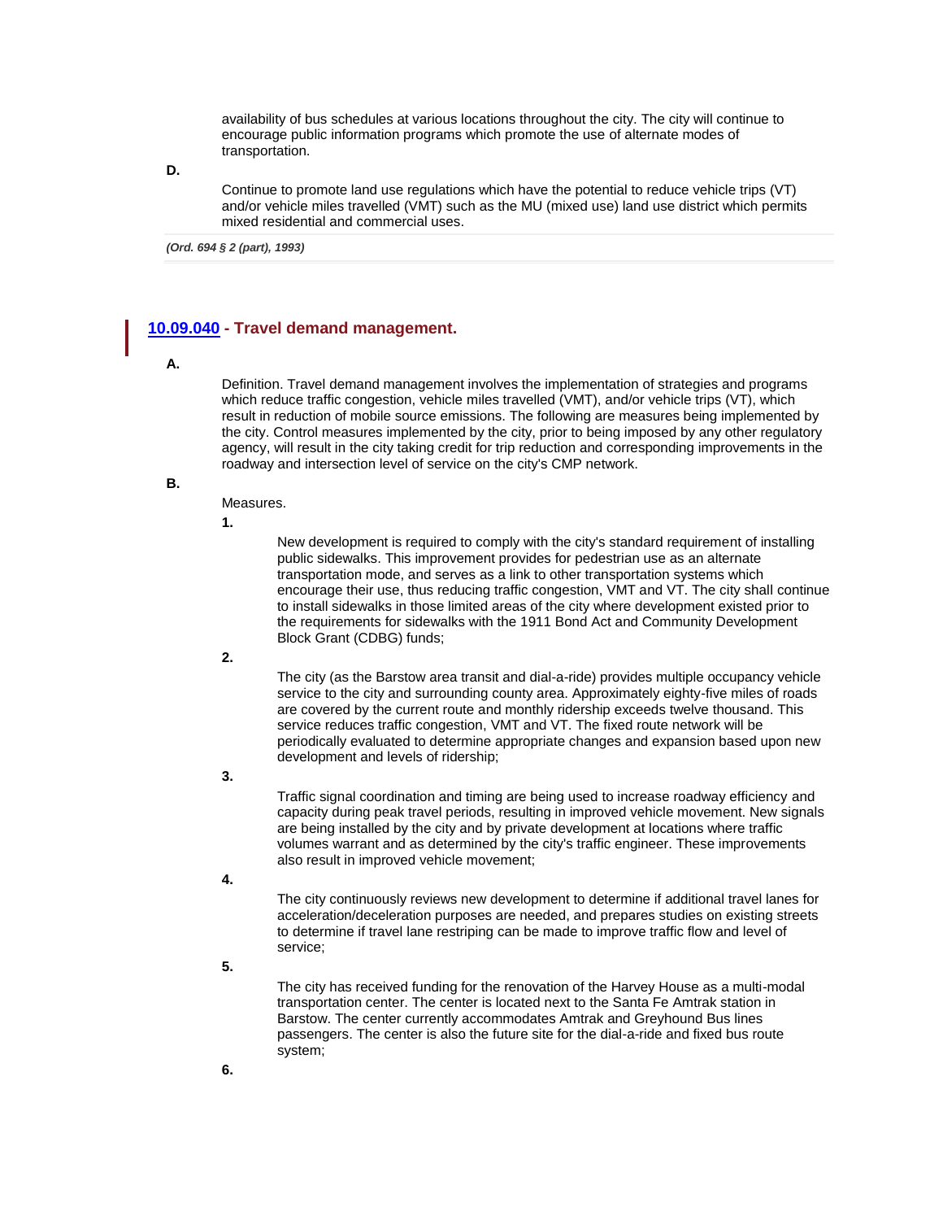availability of bus schedules at various locations throughout the city. The city will continue to encourage public information programs which promote the use of alternate modes of transportation.

**D.**

Continue to promote land use regulations which have the potential to reduce vehicle trips (VT) and/or vehicle miles travelled (VMT) such as the MU (mixed use) land use district which permits mixed residential and commercial uses.

***(Ord. 694 § 2 (part), 1993)***

## 10.09.040 - Travel demand management.

**A.**

Definition. Travel demand management involves the implementation of strategies and programs which reduce traffic congestion, vehicle miles travelled (VMT), and/or vehicle trips (VT), which result in reduction of mobile source emissions. The following are measures being implemented by the city. Control measures implemented by the city, prior to being imposed by any other regulatory agency, will result in the city taking credit for trip reduction and corresponding improvements in the roadway and intersection level of service on the city's CMP network.

**B.**

Measures.

**1.**

New development is required to comply with the city's standard requirement of installing public sidewalks. This improvement provides for pedestrian use as an alternate transportation mode, and serves as a link to other transportation systems which encourage their use, thus reducing traffic congestion, VMT and VT. The city shall continue to install sidewalks in those limited areas of the city where development existed prior to the requirements for sidewalks with the 1911 Bond Act and Community Development Block Grant (CDBG) funds;

**2.**

The city (as the Barstow area transit and dial-a-ride) provides multiple occupancy vehicle service to the city and surrounding county area. Approximately eighty-five miles of roads are covered by the current route and monthly ridership exceeds twelve thousand. This service reduces traffic congestion, VMT and VT. The fixed route network will be periodically evaluated to determine appropriate changes and expansion based upon new development and levels of ridership;

**3.**

Traffic signal coordination and timing are being used to increase roadway efficiency and capacity during peak travel periods, resulting in improved vehicle movement. New signals are being installed by the city and by private development at locations where traffic volumes warrant and as determined by the city's traffic engineer. These improvements also result in improved vehicle movement;

**4.**

The city continuously reviews new development to determine if additional travel lanes for acceleration/deceleration purposes are needed, and prepares studies on existing streets to determine if travel lane restriping can be made to improve traffic flow and level of service;

**5.**

The city has received funding for the renovation of the Harvey House as a multi-modal transportation center. The center is located next to the Santa Fe Amtrak station in Barstow. The center currently accommodates Amtrak and Greyhound Bus lines passengers. The center is also the future site for the dial-a-ride and fixed bus route system;

**6.**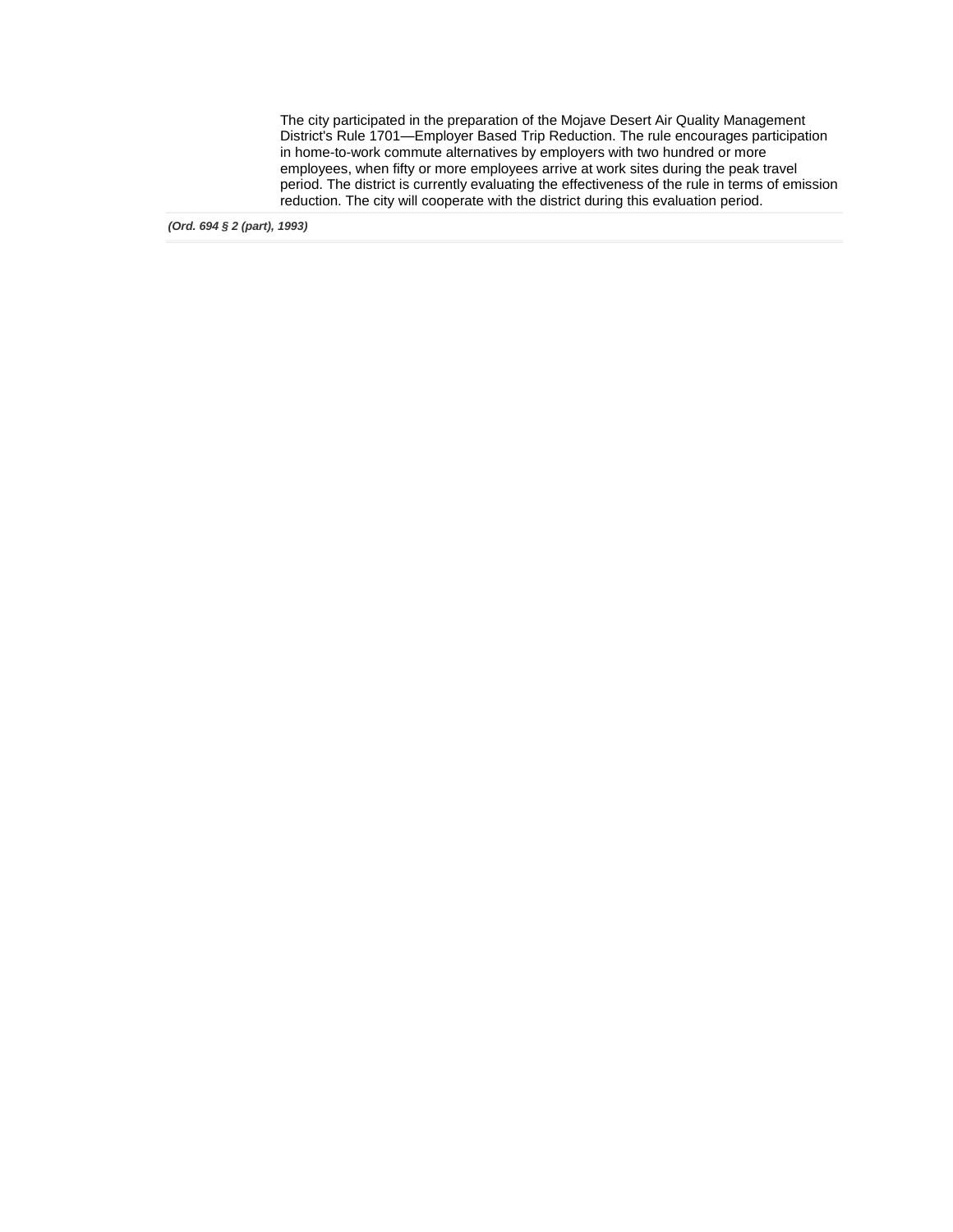The city participated in the preparation of the Mojave Desert Air Quality Management District's Rule 1701—Employer Based Trip Reduction. The rule encourages participation in home-to-work commute alternatives by employers with two hundred or more employees, when fifty or more employees arrive at work sites during the peak travel period. The district is currently evaluating the effectiveness of the rule in terms of emission reduction. The city will cooperate with the district during this evaluation period.

***(Ord. 694 § 2 (part), 1993)***